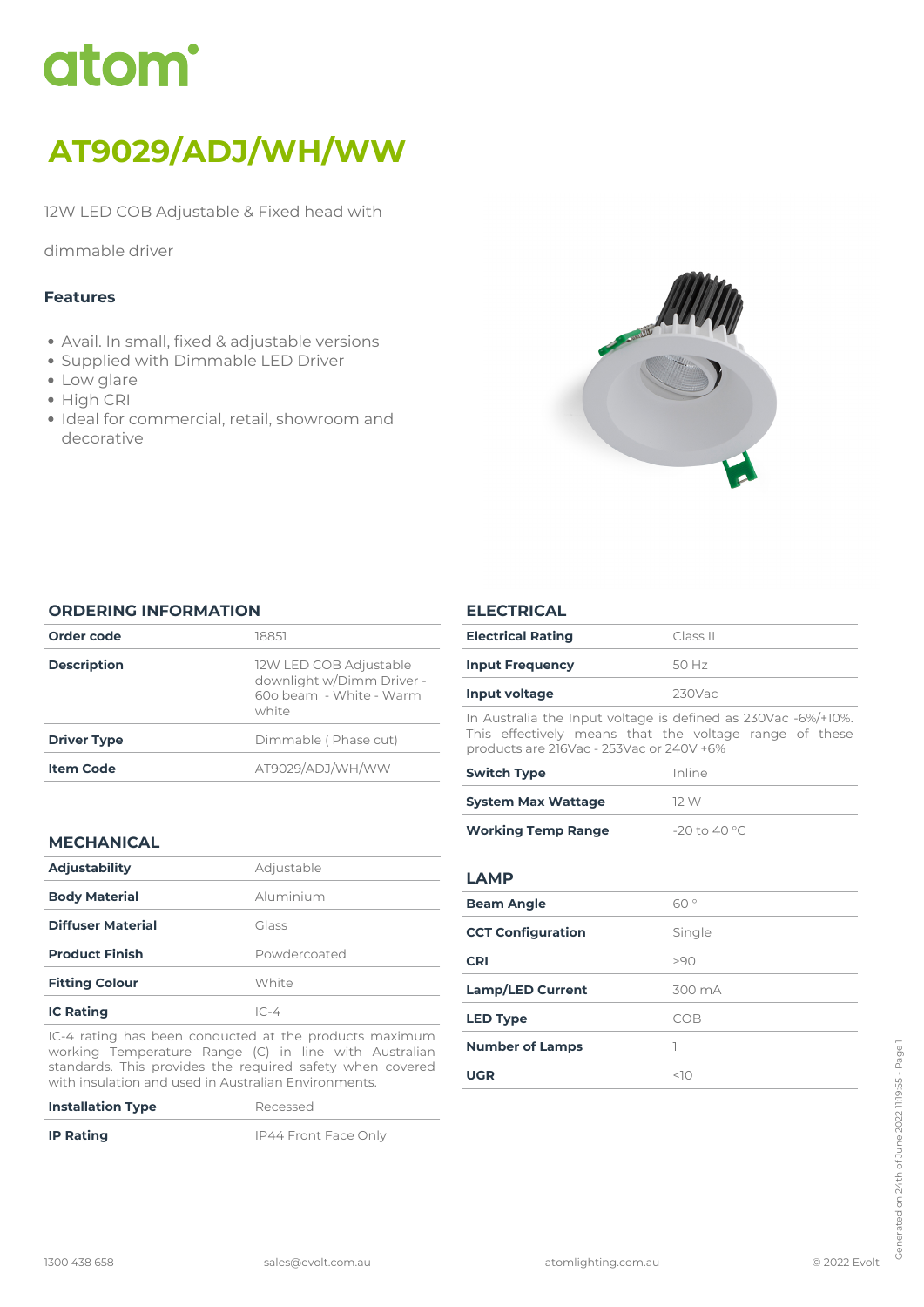# atom

# AT9029/ADJ/WH/WW

12W LED COB Adjustable & Fixed head with

dimmable driver

### Features

- Avail. In small, fixed & adjustable versions
- Supplied with Dimmable LED Driver
- Low glare
- High CRI
- Ideal for commercial, retail, showroom and decorative

## ORDERING INFORMATION

| | |
|---|---|
| **Order code** | 18851 |
| **Description** | 12W LED COB Adjustable downlight w/Dimm Driver - 60o beam - White - Warm white |
| **Driver Type** | Dimmable ( Phase cut) |
| **Item Code** | AT9029/ADJ/WH/WW |

## MECHANICAL

| | |
|---|---|
| **Adjustability** | Adjustable |
| **Body Material** | Aluminium |
| **Diffuser Material** | Glass |
| **Product Finish** | Powdercoated |
| **Fitting Colour** | White |
| **IC Rating** | IC-4 |

IC-4 rating has been conducted at the products maximum working Temperature Range (C) in line with Australian standards. This provides the required safety when covered with insulation and used in Australian Environments.

| | |
|---|---|
| **Installation Type** | Recessed |
| **IP Rating** | IP44 Front Face Only |

## ELECTRICAL

| | |
|---|---|
| **Electrical Rating** | Class II |
| **Input Frequency** | 50 Hz |
| **Input voltage** | 230Vac |

In Australia the Input voltage is defined as 230Vac -6%/+10%. This effectively means that the voltage range of these products are 216Vac - 253Vac or 240V +6%

| | |
|---|---|
| **Switch Type** | Inline |
| **System Max Wattage** | 12 W |
| **Working Temp Range** | -20 to 40 °C |

## LAMP

| | |
|---|---|
| **Beam Angle** | 60 ° |
| **CCT Configuration** | Single |
| **CRI** | >90 |
| **Lamp/LED Current** | 300 mA |
| **LED Type** | COB |
| **Number of Lamps** | 1 |
| **UGR** | <10 |

1300 438 658 sales@evolt.com.au atomlighting.com.au © 2022 Evolt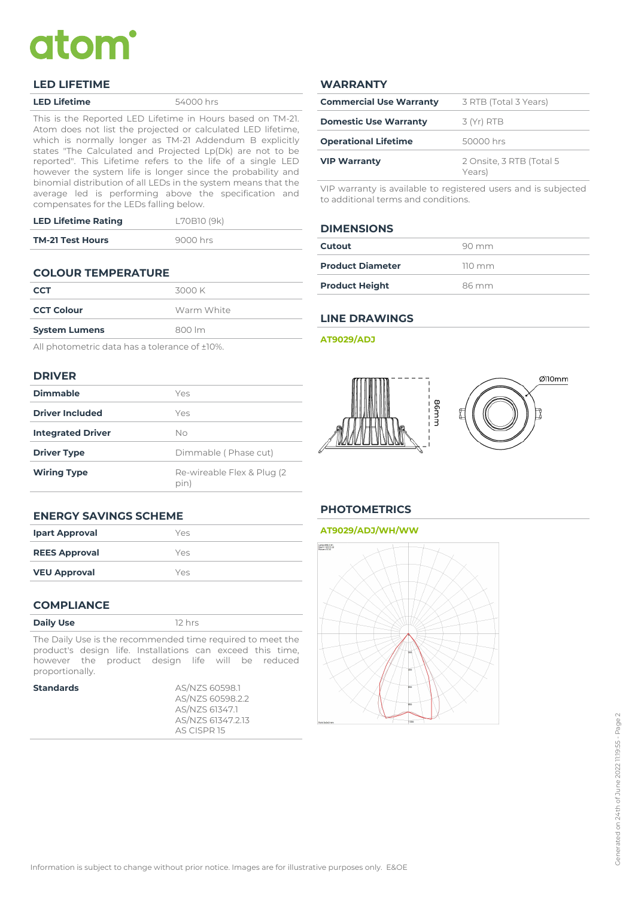# atom

## LED LIFETIME

| | |
|---|---|
| **LED Lifetime** | 54000 hrs |

This is the Reported LED Lifetime in Hours based on TM-21. Atom does not list the projected or calculated LED lifetime, which is normally longer as TM-21 Addendum B explicitly states "The Calculated and Projected Lp(Dk) are not to be reported". This Lifetime refers to the life of a single LED however the system life is longer since the probability and binomial distribution of all LEDs in the system means that the average led is performing above the specification and compensates for the LEDs falling below.

| | |
|---|---|
| **LED Lifetime Rating** | L70B10 (9k) |
| **TM-21 Test Hours** | 9000 hrs |

## COLOUR TEMPERATURE

| | |
|---|---|
| **CCT** | 3000 K |
| **CCT Colour** | Warm White |
| **System Lumens** | 800 lm |

All photometric data has a tolerance of ±10%.

## DRIVER

| | |
|---|---|
| **Dimmable** | Yes |
| **Driver Included** | Yes |
| **Integrated Driver** | No |
| **Driver Type** | Dimmable ( Phase cut) |
| **Wiring Type** | Re-wireable Flex & Plug (2 pin) |

## ENERGY SAVINGS SCHEME

| | |
|---|---|
| **Ipart Approval** | Yes |
| **REES Approval** | Yes |
| **VEU Approval** | Yes |

## COMPLIANCE

| | |
|---|---|
| **Daily Use** | 12 hrs |

The Daily Use is the recommended time required to meet the product's design life. Installations can exceed this time, however the product design life will be reduced proportionally.

| | |
|---|---|
| **Standards** | AS/NZS 60598.1<br>AS/NZS 60598.2.2<br>AS/NZS 61347.1<br>AS/NZS 61347.2.13<br>AS CISPR 15 |

## WARRANTY

| | |
|---|---|
| **Commercial Use Warranty** | 3 RTB (Total 3 Years) |
| **Domestic Use Warranty** | 3 (Yr) RTB |
| **Operational Lifetime** | 50000 hrs |
| **VIP Warranty** | 2 Onsite, 3 RTB (Total 5 Years) |

VIP warranty is available to registered users and is subjected to additional terms and conditions.

## DIMENSIONS

| | |
|---|---|
| **Cutout** | 90 mm |
| **Product Diameter** | 110 mm |
| **Product Height** | 86 mm |

## LINE DRAWINGS

**AT9029/ADJ**

86mm

Ø110mm

## PHOTOMETRICS

**AT9029/ADJ/WH/WW**